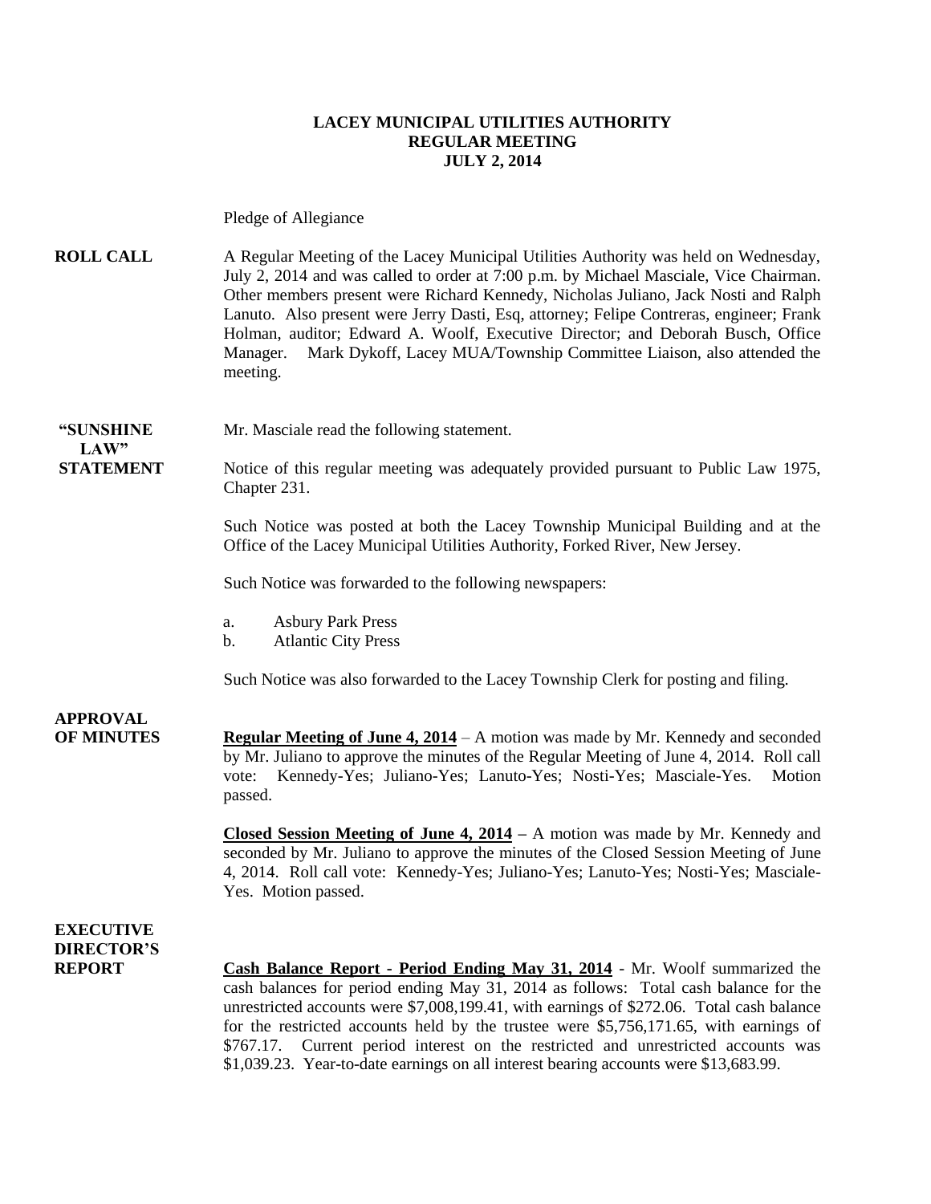# LACEY MUNICIPAL UTILITIES AUTHORITY
## REGULAR MEETING
## JULY 2, 2014

Pledge of Allegiance

**ROLL CALL**

A Regular Meeting of the Lacey Municipal Utilities Authority was held on Wednesday, July 2, 2014 and was called to order at 7:00 p.m. by Michael Masciale, Vice Chairman. Other members present were Richard Kennedy, Nicholas Juliano, Jack Nosti and Ralph Lanuto. Also present were Jerry Dasti, Esq, attorney; Felipe Contreras, engineer; Frank Holman, auditor; Edward A. Woolf, Executive Director; and Deborah Busch, Office Manager. Mark Dykoff, Lacey MUA/Township Committee Liaison, also attended the meeting.

**"SUNSHINE LAW" STATEMENT**

Mr. Masciale read the following statement.

Notice of this regular meeting was adequately provided pursuant to Public Law 1975, Chapter 231.

Such Notice was posted at both the Lacey Township Municipal Building and at the Office of the Lacey Municipal Utilities Authority, Forked River, New Jersey.

Such Notice was forwarded to the following newspapers:

a. Asbury Park Press
b. Atlantic City Press

Such Notice was also forwarded to the Lacey Township Clerk for posting and filing.

**APPROVAL OF MINUTES**

**Regular Meeting of June 4, 2014** – A motion was made by Mr. Kennedy and seconded by Mr. Juliano to approve the minutes of the Regular Meeting of June 4, 2014. Roll call vote: Kennedy-Yes; Juliano-Yes; Lanuto-Yes; Nosti-Yes; Masciale-Yes. Motion passed.

**Closed Session Meeting of June 4, 2014** – A motion was made by Mr. Kennedy and seconded by Mr. Juliano to approve the minutes of the Closed Session Meeting of June 4, 2014. Roll call vote: Kennedy-Yes; Juliano-Yes; Lanuto-Yes; Nosti-Yes; Masciale-Yes. Motion passed.

**EXECUTIVE DIRECTOR'S REPORT**

**Cash Balance Report - Period Ending May 31, 2014** - Mr. Woolf summarized the cash balances for period ending May 31, 2014 as follows: Total cash balance for the unrestricted accounts were $7,008,199.41, with earnings of $272.06. Total cash balance for the restricted accounts held by the trustee were $5,756,171.65, with earnings of $767.17. Current period interest on the restricted and unrestricted accounts was $1,039.23. Year-to-date earnings on all interest bearing accounts were $13,683.99.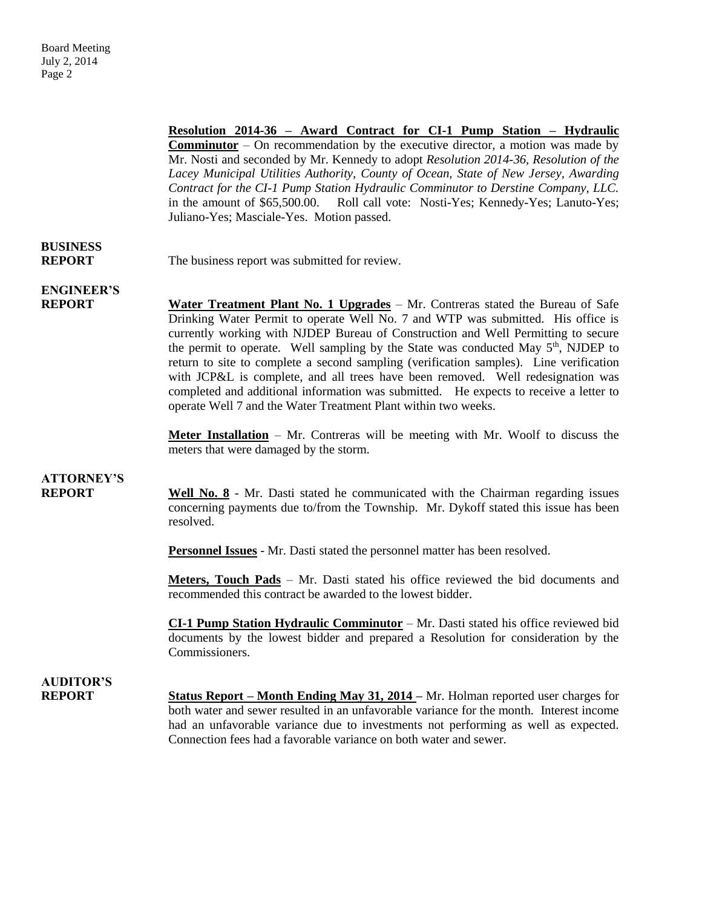**Resolution 2014-36 – Award Contract for CI-1 Pump Station – Hydraulic Comminutor** – On recommendation by the executive director, a motion was made by Mr. Nosti and seconded by Mr. Kennedy to adopt *Resolution 2014-36, Resolution of the Lacey Municipal Utilities Authority, County of Ocean, State of New Jersey, Awarding Contract for the CI-1 Pump Station Hydraulic Comminutor to Derstine Company, LLC.* in the amount of $65,500.00. Roll call vote: Nosti-Yes; Kennedy-Yes; Lanuto-Yes; Juliano-Yes; Masciale-Yes. Motion passed.

**BUSINESS REPORT**

The business report was submitted for review.

**ENGINEER'S REPORT**

**Water Treatment Plant No. 1 Upgrades** – Mr. Contreras stated the Bureau of Safe Drinking Water Permit to operate Well No. 7 and WTP was submitted. His office is currently working with NJDEP Bureau of Construction and Well Permitting to secure the permit to operate. Well sampling by the State was conducted May 5th, NJDEP to return to site to complete a second sampling (verification samples). Line verification with JCP&L is complete, and all trees have been removed. Well redesignation was completed and additional information was submitted. He expects to receive a letter to operate Well 7 and the Water Treatment Plant within two weeks.

**Meter Installation** – Mr. Contreras will be meeting with Mr. Woolf to discuss the meters that were damaged by the storm.

**ATTORNEY'S REPORT**

**Well No. 8** - Mr. Dasti stated he communicated with the Chairman regarding issues concerning payments due to/from the Township. Mr. Dykoff stated this issue has been resolved.

**Personnel Issues** - Mr. Dasti stated the personnel matter has been resolved.

**Meters, Touch Pads** – Mr. Dasti stated his office reviewed the bid documents and recommended this contract be awarded to the lowest bidder.

**CI-1 Pump Station Hydraulic Comminutor** – Mr. Dasti stated his office reviewed bid documents by the lowest bidder and prepared a Resolution for consideration by the Commissioners.

**AUDITOR'S REPORT**

**Status Report – Month Ending May 31, 2014 –** Mr. Holman reported user charges for both water and sewer resulted in an unfavorable variance for the month. Interest income had an unfavorable variance due to investments not performing as well as expected. Connection fees had a favorable variance on both water and sewer.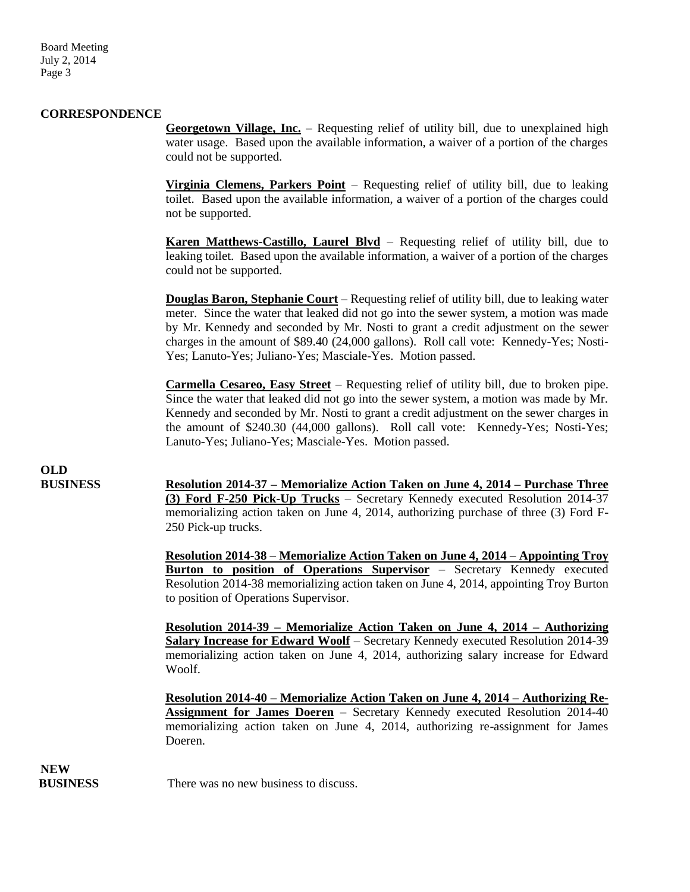## CORRESPONDENCE

**Georgetown Village, Inc.** – Requesting relief of utility bill, due to unexplained high water usage. Based upon the available information, a waiver of a portion of the charges could not be supported.

**Virginia Clemens, Parkers Point** – Requesting relief of utility bill, due to leaking toilet. Based upon the available information, a waiver of a portion of the charges could not be supported.

**Karen Matthews-Castillo, Laurel Blvd** – Requesting relief of utility bill, due to leaking toilet. Based upon the available information, a waiver of a portion of the charges could not be supported.

**Douglas Baron, Stephanie Court** – Requesting relief of utility bill, due to leaking water meter. Since the water that leaked did not go into the sewer system, a motion was made by Mr. Kennedy and seconded by Mr. Nosti to grant a credit adjustment on the sewer charges in the amount of $89.40 (24,000 gallons). Roll call vote: Kennedy-Yes; Nosti-Yes; Lanuto-Yes; Juliano-Yes; Masciale-Yes. Motion passed.

**Carmella Cesareo, Easy Street** – Requesting relief of utility bill, due to broken pipe. Since the water that leaked did not go into the sewer system, a motion was made by Mr. Kennedy and seconded by Mr. Nosti to grant a credit adjustment on the sewer charges in the amount of $240.30 (44,000 gallons). Roll call vote: Kennedy-Yes; Nosti-Yes; Lanuto-Yes; Juliano-Yes; Masciale-Yes. Motion passed.

## OLD BUSINESS

**Resolution 2014-37 – Memorialize Action Taken on June 4, 2014 – Purchase Three (3) Ford F-250 Pick-Up Trucks** – Secretary Kennedy executed Resolution 2014-37 memorializing action taken on June 4, 2014, authorizing purchase of three (3) Ford F-250 Pick-up trucks.

**Resolution 2014-38 – Memorialize Action Taken on June 4, 2014 – Appointing Troy Burton to position of Operations Supervisor** – Secretary Kennedy executed Resolution 2014-38 memorializing action taken on June 4, 2014, appointing Troy Burton to position of Operations Supervisor.

**Resolution 2014-39 – Memorialize Action Taken on June 4, 2014 – Authorizing Salary Increase for Edward Woolf** – Secretary Kennedy executed Resolution 2014-39 memorializing action taken on June 4, 2014, authorizing salary increase for Edward Woolf.

**Resolution 2014-40 – Memorialize Action Taken on June 4, 2014 – Authorizing Re-Assignment for James Doeren** – Secretary Kennedy executed Resolution 2014-40 memorializing action taken on June 4, 2014, authorizing re-assignment for James Doeren.

## NEW BUSINESS

There was no new business to discuss.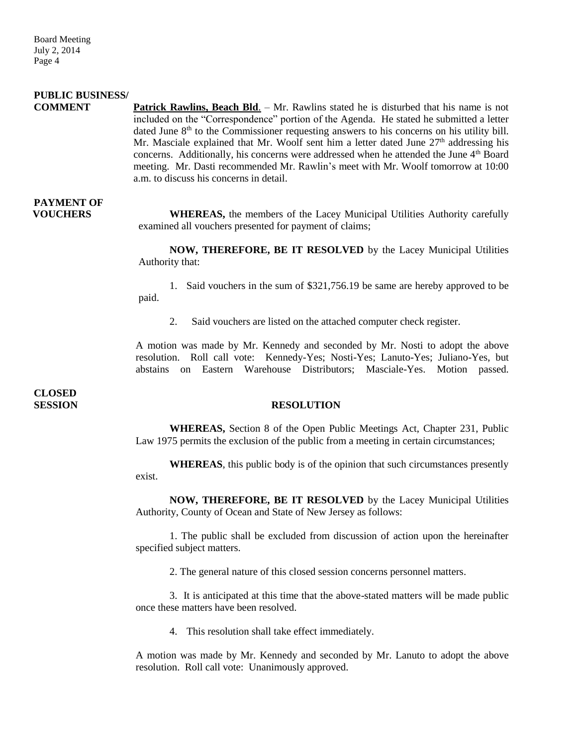**PUBLIC BUSINESS/ COMMENT**

**Patrick Rawlins, Beach Bld**. – Mr. Rawlins stated he is disturbed that his name is not included on the "Correspondence" portion of the Agenda. He stated he submitted a letter dated June 8th to the Commissioner requesting answers to his concerns on his utility bill. Mr. Masciale explained that Mr. Woolf sent him a letter dated June 27th addressing his concerns. Additionally, his concerns were addressed when he attended the June 4th Board meeting. Mr. Dasti recommended Mr. Rawlin's meet with Mr. Woolf tomorrow at 10:00 a.m. to discuss his concerns in detail.

**PAYMENT OF VOUCHERS**

**WHEREAS,** the members of the Lacey Municipal Utilities Authority carefully examined all vouchers presented for payment of claims;

**NOW, THEREFORE, BE IT RESOLVED** by the Lacey Municipal Utilities Authority that:

1. Said vouchers in the sum of $321,756.19 be same are hereby approved to be paid.

2. Said vouchers are listed on the attached computer check register.

A motion was made by Mr. Kennedy and seconded by Mr. Nosti to adopt the above resolution. Roll call vote: Kennedy-Yes; Nosti-Yes; Lanuto-Yes; Juliano-Yes, but abstains on Eastern Warehouse Distributors; Masciale-Yes. Motion passed.

**CLOSED SESSION**

**RESOLUTION**

**WHEREAS,** Section 8 of the Open Public Meetings Act, Chapter 231, Public Law 1975 permits the exclusion of the public from a meeting in certain circumstances;

**WHEREAS**, this public body is of the opinion that such circumstances presently exist.

**NOW, THEREFORE, BE IT RESOLVED** by the Lacey Municipal Utilities Authority, County of Ocean and State of New Jersey as follows:

1. The public shall be excluded from discussion of action upon the hereinafter specified subject matters.

2. The general nature of this closed session concerns personnel matters.

3. It is anticipated at this time that the above-stated matters will be made public once these matters have been resolved.

4. This resolution shall take effect immediately.

A motion was made by Mr. Kennedy and seconded by Mr. Lanuto to adopt the above resolution. Roll call vote: Unanimously approved.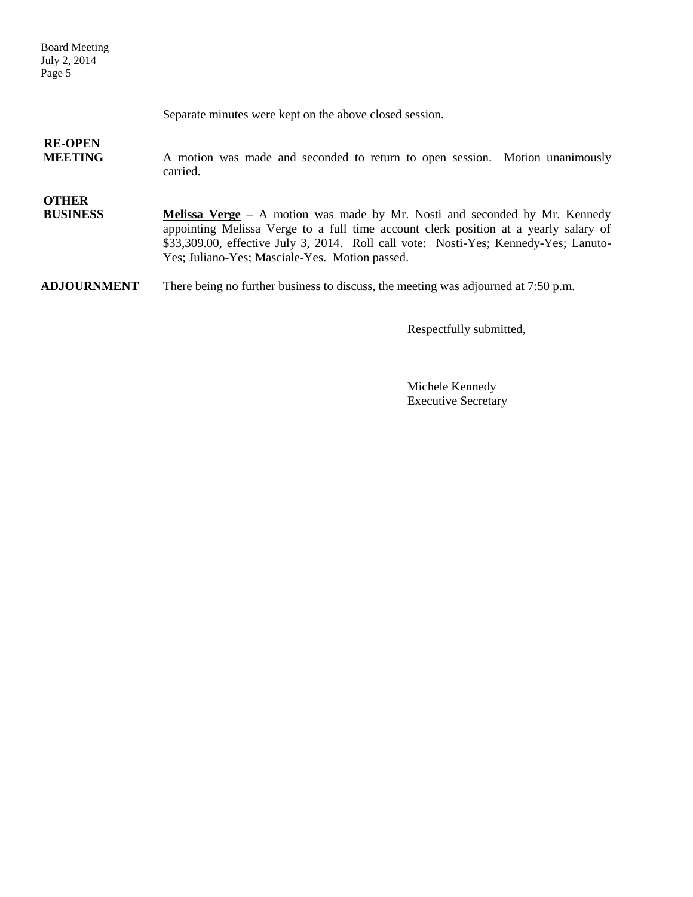Separate minutes were kept on the above closed session.

**RE-OPEN MEETING**

A motion was made and seconded to return to open session. Motion unanimously carried.

**OTHER BUSINESS**

**Melissa Verge** – A motion was made by Mr. Nosti and seconded by Mr. Kennedy appointing Melissa Verge to a full time account clerk position at a yearly salary of $33,309.00, effective July 3, 2014. Roll call vote: Nosti-Yes; Kennedy-Yes; Lanuto-Yes; Juliano-Yes; Masciale-Yes. Motion passed.

**ADJOURNMENT**

There being no further business to discuss, the meeting was adjourned at 7:50 p.m.

Respectfully submitted,

Michele Kennedy
Executive Secretary